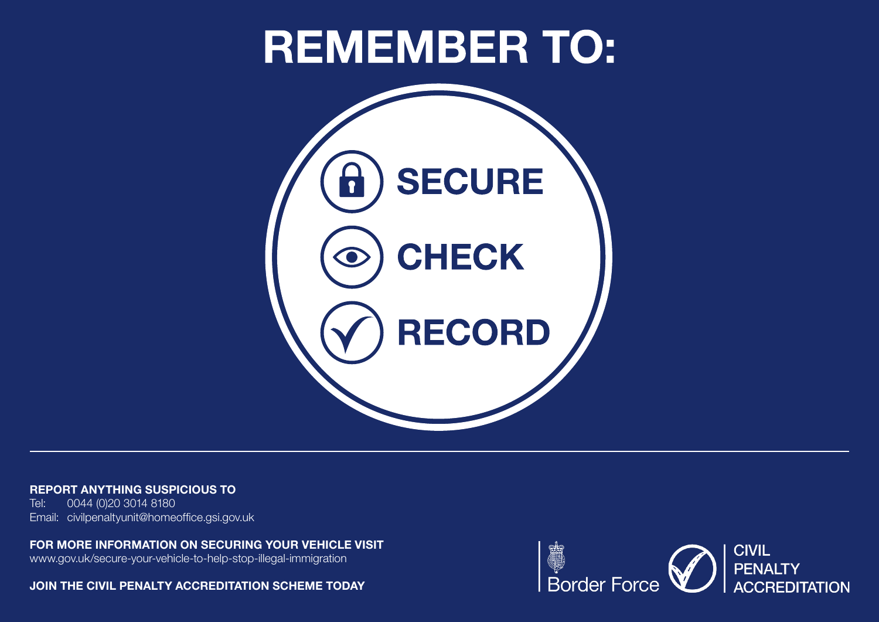# REMEMBER TO:

**SECURE**

**CHECK**

**RECORD**

---

**REPORT ANYTHING SUSPICIOUS TO**
Tel: 0044 (0)20 3014 8180
Email: civilpenaltyunit@homeoffice.gsi.gov.uk

**FOR MORE INFORMATION ON SECURING YOUR VEHICLE VISIT**
www.gov.uk/secure-your-vehicle-to-help-stop-illegal-immigration

**JOIN THE CIVIL PENALTY ACCREDITATION SCHEME TODAY**

Border Force

CIVIL PENALTY ACCREDITATION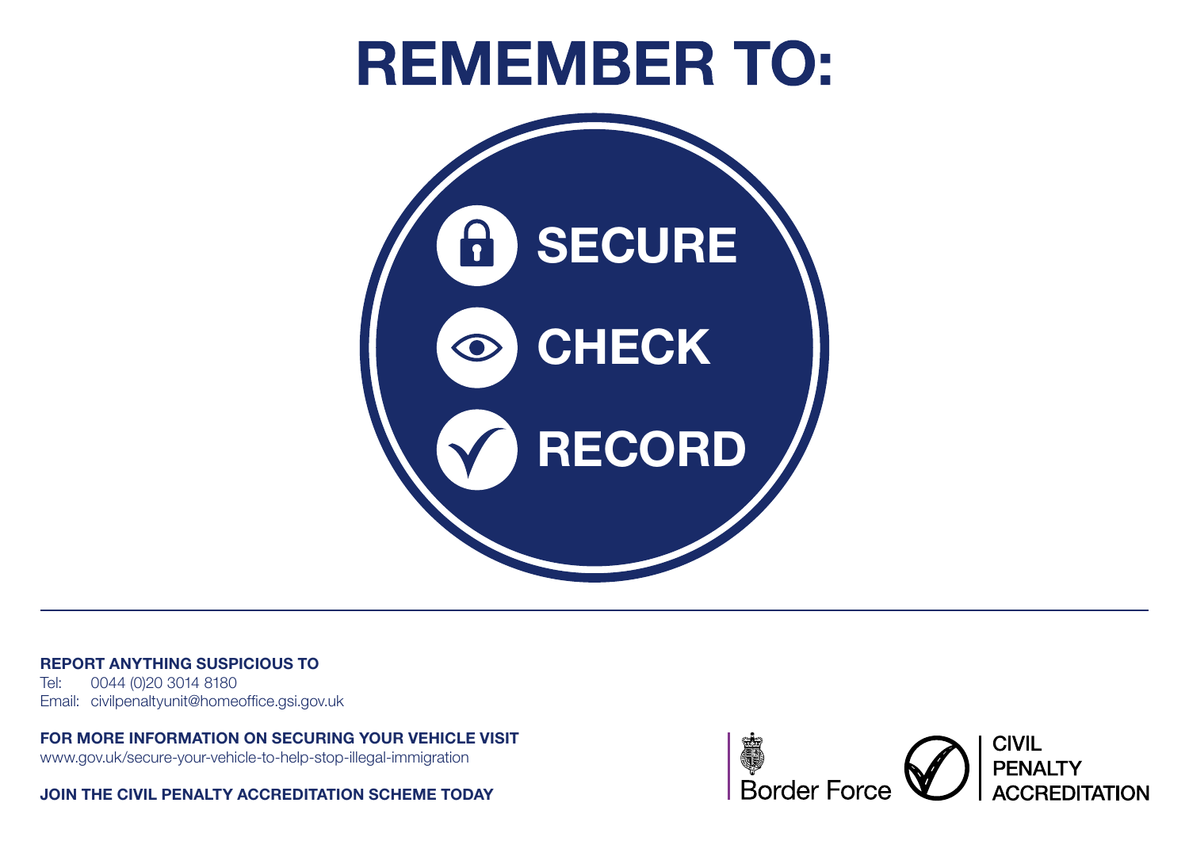# REMEMBER TO:

- **SECURE**
- **CHECK**
- **RECORD**

---

**REPORT ANYTHING SUSPICIOUS TO**

Tel: 0044 (0)20 3014 8180

Email: civilpenaltyunit@homeoffice.gsi.gov.uk

**FOR MORE INFORMATION ON SECURING YOUR VEHICLE VISIT**

www.gov.uk/secure-your-vehicle-to-help-stop-illegal-immigration

**JOIN THE CIVIL PENALTY ACCREDITATION SCHEME TODAY**

Border Force

CIVIL PENALTY ACCREDITATION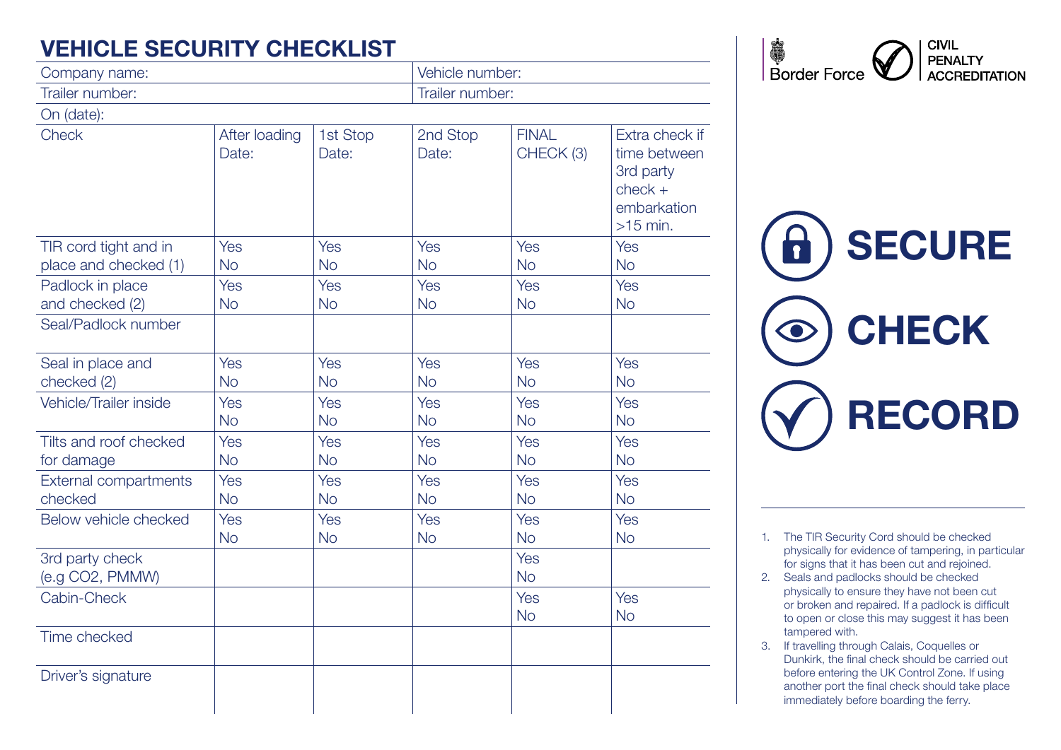# VEHICLE SECURITY CHECKLIST

| | |
|---|---|
| Company name: | Vehicle number: |
| Trailer number: | Trailer number: |
| On (date): | |

| Check | After loading Date: | 1st Stop Date: | 2nd Stop Date: | FINAL CHECK (3) | Extra check if time between 3rd party check + embarkation >15 min. |
|---|---|---|---|---|---|
| TIR cord tight and in place and checked (1) | Yes No | Yes No | Yes No | Yes No | Yes No |
| Padlock in place and checked (2) | Yes No | Yes No | Yes No | Yes No | Yes No |
| Seal/Padlock number | | | | | |
| Seal in place and checked (2) | Yes No | Yes No | Yes No | Yes No | Yes No |
| Vehicle/Trailer inside | Yes No | Yes No | Yes No | Yes No | Yes No |
| Tilts and roof checked for damage | Yes No | Yes No | Yes No | Yes No | Yes No |
| External compartments checked | Yes No | Yes No | Yes No | Yes No | Yes No |
| Below vehicle checked | Yes No | Yes No | Yes No | Yes No | Yes No |
| 3rd party check (e.g CO2, PMMW) | | | | Yes No | |
| Cabin-Check | | | | Yes No | Yes No |
| Time checked | | | | | |
| Driver's signature | | | | | |

Border Force

CIVIL PENALTY ACCREDITATION

**SECURE**

**CHECK**

**RECORD**

1. The TIR Security Cord should be checked physically for evidence of tampering, in particular for signs that it has been cut and rejoined.
2. Seals and padlocks should be checked physically to ensure they have not been cut or broken and repaired. If a padlock is difficult to open or close this may suggest it has been tampered with.
3. If travelling through Calais, Coquelles or Dunkirk, the final check should be carried out before entering the UK Control Zone. If using another port the final check should take place immediately before boarding the ferry.